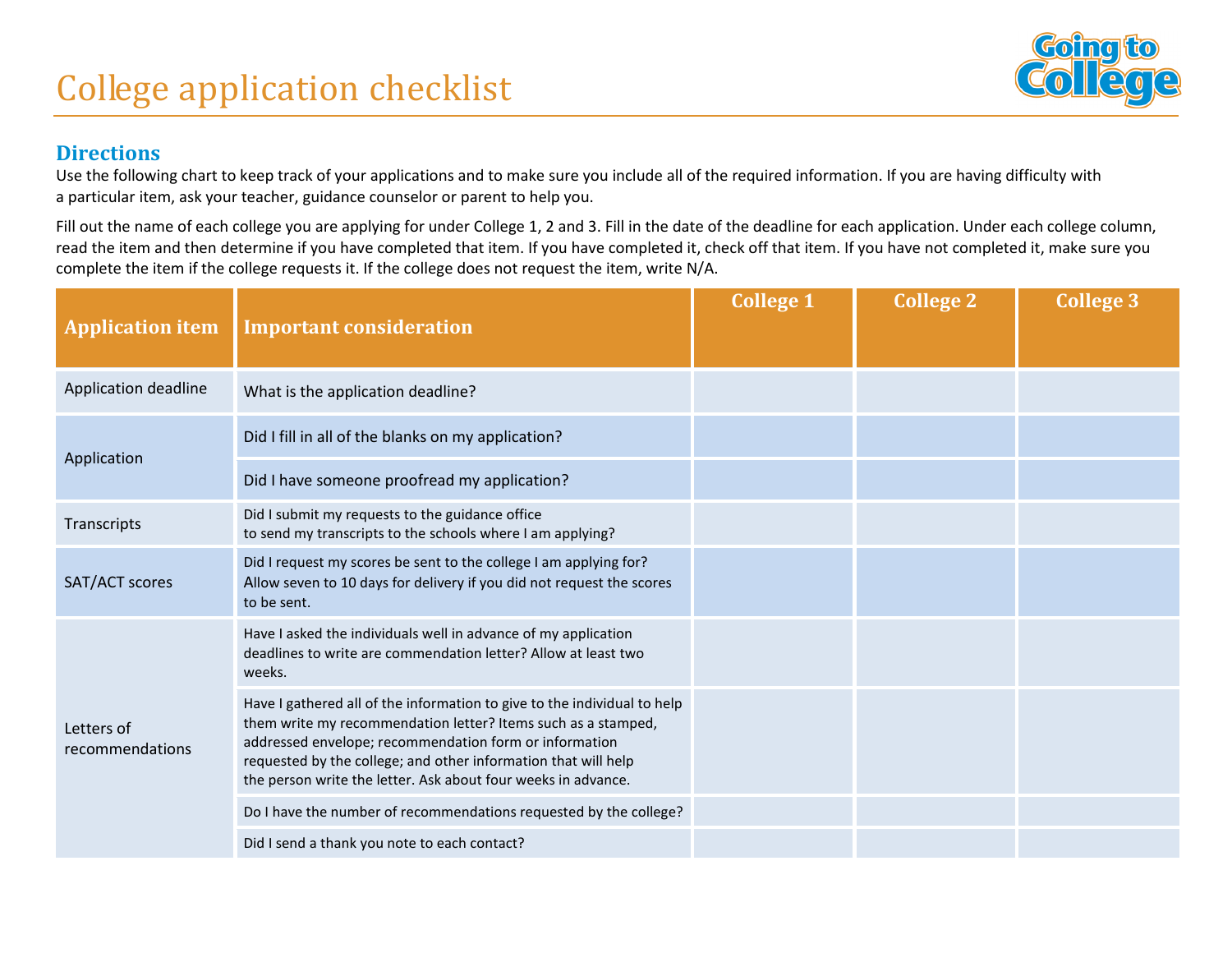# College application checklist

## Directions

Use the following chart to keep track of your applications and to make sure you include all of the required information. If you are having difficulty with a particular item, ask your teacher, guidance counselor or parent to help you.

Fill out the name of each college you are applying for under College 1, 2 and 3. Fill in the date of the deadline for each application. Under each college column, read the item and then determine if you have completed that item. If you have completed it, check off that item. If you have not completed it, make sure you complete the item if the college requests it. If the college does not request the item, write N/A.

| Application item | Important consideration | College 1 | College 2 | College 3 |
|---|---|---|---|---|
| Application deadline | What is the application deadline? | | | |
| Application | Did I fill in all of the blanks on my application? | | | |
| | Did I have someone proofread my application? | | | |
| Transcripts | Did I submit my requests to the guidance office to send my transcripts to the schools where I am applying? | | | |
| SAT/ACT scores | Did I request my scores be sent to the college I am applying for? Allow seven to 10 days for delivery if you did not request the scores to be sent. | | | |
| Letters of recommendations | Have I asked the individuals well in advance of my application deadlines to write are commendation letter? Allow at least two weeks. | | | |
| | Have I gathered all of the information to give to the individual to help them write my recommendation letter? Items such as a stamped, addressed envelope; recommendation form or information requested by the college; and other information that will help the person write the letter. Ask about four weeks in advance. | | | |
| | Do I have the number of recommendations requested by the college? | | | |
| | Did I send a thank you note to each contact? | | | |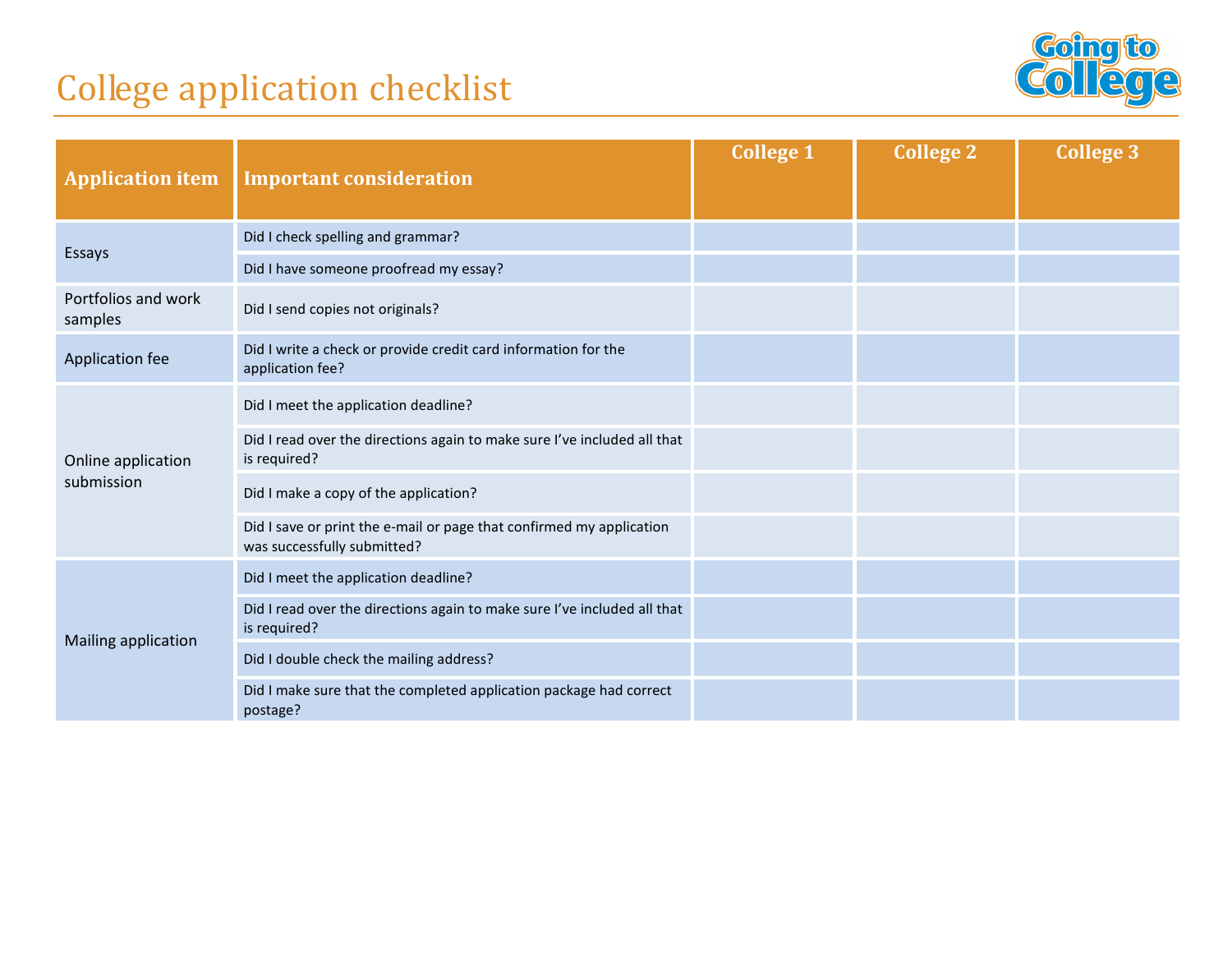# College application checklist

Going to College

| Application item | Important consideration | College 1 | College 2 | College 3 |
|---|---|---|---|---|
| Essays | Did I check spelling and grammar? | | | |
| | Did I have someone proofread my essay? | | | |
| Portfolios and work samples | Did I send copies not originals? | | | |
| Application fee | Did I write a check or provide credit card information for the application fee? | | | |
| Online application submission | Did I meet the application deadline? | | | |
| | Did I read over the directions again to make sure I've included all that is required? | | | |
| | Did I make a copy of the application? | | | |
| | Did I save or print the e-mail or page that confirmed my application was successfully submitted? | | | |
| Mailing application | Did I meet the application deadline? | | | |
| | Did I read over the directions again to make sure I've included all that is required? | | | |
| | Did I double check the mailing address? | | | |
| | Did I make sure that the completed application package had correct postage? | | | |